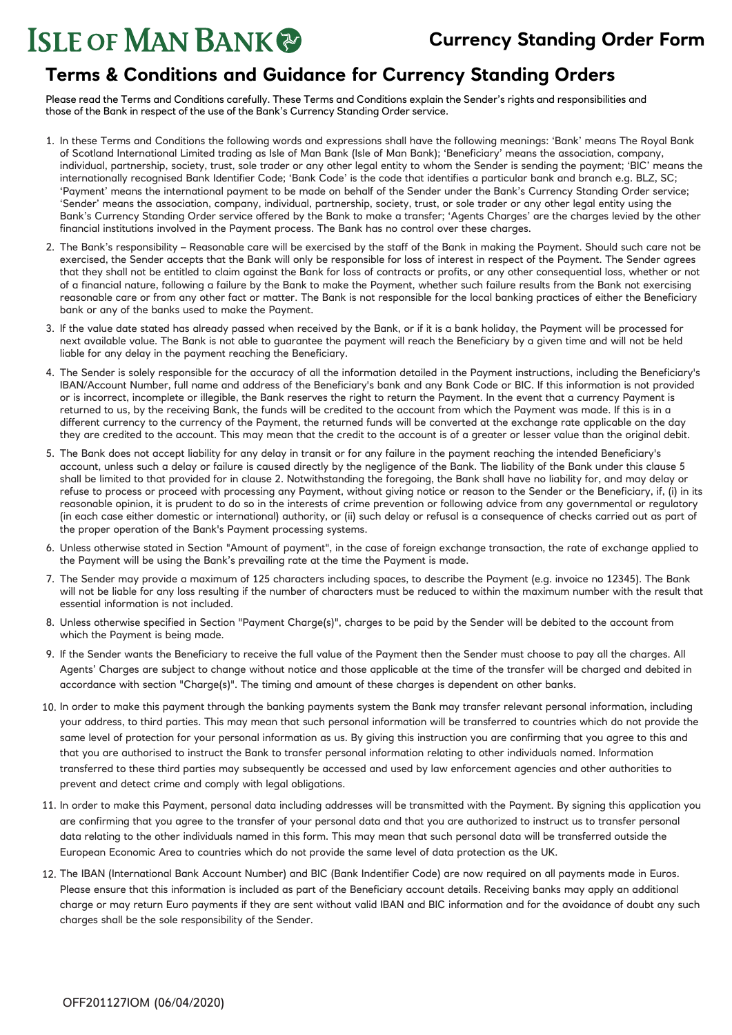# ISLE OF MAN BANK

## Currency Standing Order Form

## Terms & Conditions and Guidance for Currency Standing Orders

Please read the Terms and Conditions carefully. These Terms and Conditions explain the Sender's rights and responsibilities and those of the Bank in respect of the use of the Bank's Currency Standing Order service.

1. In these Terms and Conditions the following words and expressions shall have the following meanings: 'Bank' means The Royal Bank of Scotland International Limited trading as Isle of Man Bank (Isle of Man Bank); 'Beneficiary' means the association, company, individual, partnership, society, trust, sole trader or any other legal entity to whom the Sender is sending the payment; 'BIC' means the internationally recognised Bank Identifier Code; 'Bank Code' is the code that identifies a particular bank and branch e.g. BLZ, SC; 'Payment' means the international payment to be made on behalf of the Sender under the Bank's Currency Standing Order service; 'Sender' means the association, company, individual, partnership, society, trust, or sole trader or any other legal entity using the Bank's Currency Standing Order service offered by the Bank to make a transfer; 'Agents Charges' are the charges levied by the other financial institutions involved in the Payment process. The Bank has no control over these charges.

2. The Bank's responsibility – Reasonable care will be exercised by the staff of the Bank in making the Payment. Should such care not be exercised, the Sender accepts that the Bank will only be responsible for loss of interest in respect of the Payment. The Sender agrees that they shall not be entitled to claim against the Bank for loss of contracts or profits, or any other consequential loss, whether or not of a financial nature, following a failure by the Bank to make the Payment, whether such failure results from the Bank not exercising reasonable care or from any other fact or matter. The Bank is not responsible for the local banking practices of either the Beneficiary bank or any of the banks used to make the Payment.

3. If the value date stated has already passed when received by the Bank, or if it is a bank holiday, the Payment will be processed for next available value. The Bank is not able to guarantee the payment will reach the Beneficiary by a given time and will not be held liable for any delay in the payment reaching the Beneficiary.

4. The Sender is solely responsible for the accuracy of all the information detailed in the Payment instructions, including the Beneficiary's IBAN/Account Number, full name and address of the Beneficiary's bank and any Bank Code or BIC. If this information is not provided or is incorrect, incomplete or illegible, the Bank reserves the right to return the Payment. In the event that a currency Payment is returned to us, by the receiving Bank, the funds will be credited to the account from which the Payment was made. If this is in a different currency to the currency of the Payment, the returned funds will be converted at the exchange rate applicable on the day they are credited to the account. This may mean that the credit to the account is of a greater or lesser value than the original debit.

5. The Bank does not accept liability for any delay in transit or for any failure in the payment reaching the intended Beneficiary's account, unless such a delay or failure is caused directly by the negligence of the Bank. The liability of the Bank under this clause 5 shall be limited to that provided for in clause 2. Notwithstanding the foregoing, the Bank shall have no liability for, and may delay or refuse to process or proceed with processing any Payment, without giving notice or reason to the Sender or the Beneficiary, if, (i) in its reasonable opinion, it is prudent to do so in the interests of crime prevention or following advice from any governmental or regulatory (in each case either domestic or international) authority, or (ii) such delay or refusal is a consequence of checks carried out as part of the proper operation of the Bank's Payment processing systems.

6. Unless otherwise stated in Section "Amount of payment", in the case of foreign exchange transaction, the rate of exchange applied to the Payment will be using the Bank's prevailing rate at the time the Payment is made.

7. The Sender may provide a maximum of 125 characters including spaces, to describe the Payment (e.g. invoice no 12345). The Bank will not be liable for any loss resulting if the number of characters must be reduced to within the maximum number with the result that essential information is not included.

8. Unless otherwise specified in Section "Payment Charge(s)", charges to be paid by the Sender will be debited to the account from which the Payment is being made.

9. If the Sender wants the Beneficiary to receive the full value of the Payment then the Sender must choose to pay all the charges. All Agents' Charges are subject to change without notice and those applicable at the time of the transfer will be charged and debited in accordance with section "Charge(s)". The timing and amount of these charges is dependent on other banks.

10. In order to make this payment through the banking payments system the Bank may transfer relevant personal information, including your address, to third parties. This may mean that such personal information will be transferred to countries which do not provide the same level of protection for your personal information as us. By giving this instruction you are confirming that you agree to this and that you are authorised to instruct the Bank to transfer personal information relating to other individuals named. Information transferred to these third parties may subsequently be accessed and used by law enforcement agencies and other authorities to prevent and detect crime and comply with legal obligations.

11. In order to make this Payment, personal data including addresses will be transmitted with the Payment. By signing this application you are confirming that you agree to the transfer of your personal data and that you are authorized to instruct us to transfer personal data relating to the other individuals named in this form. This may mean that such personal data will be transferred outside the European Economic Area to countries which do not provide the same level of data protection as the UK.

12. The IBAN (International Bank Account Number) and BIC (Bank Indentifier Code) are now required on all payments made in Euros. Please ensure that this information is included as part of the Beneficiary account details. Receiving banks may apply an additional charge or may return Euro payments if they are sent without valid IBAN and BIC information and for the avoidance of doubt any such charges shall be the sole responsibility of the Sender.

OFF201127IOM (06/04/2020)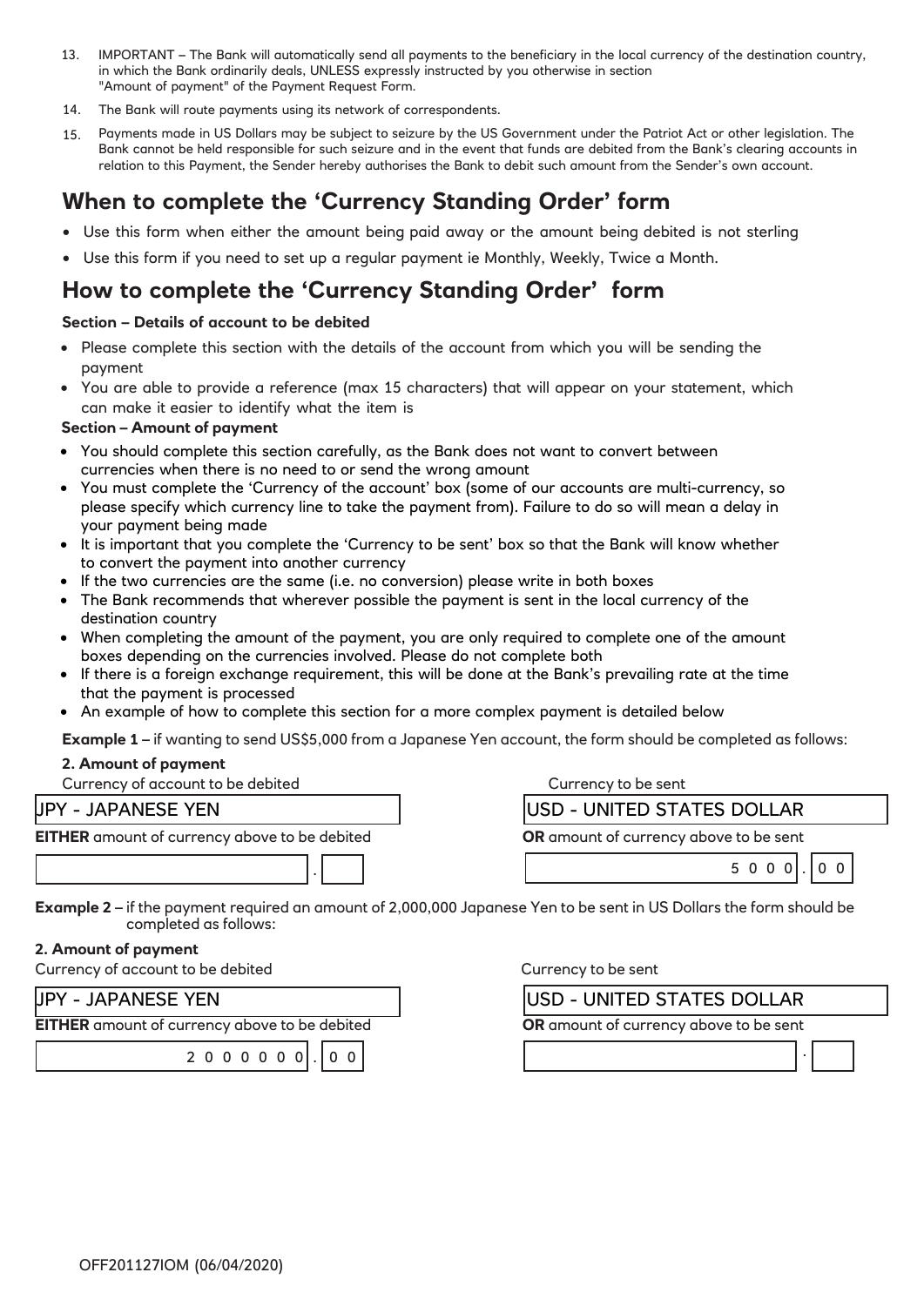13. IMPORTANT – The Bank will automatically send all payments to the beneficiary in the local currency of the destination country, in which the Bank ordinarily deals, UNLESS expressly instructed by you otherwise in section "Amount of payment" of the Payment Request Form.
14. The Bank will route payments using its network of correspondents.
15. Payments made in US Dollars may be subject to seizure by the US Government under the Patriot Act or other legislation. The Bank cannot be held responsible for such seizure and in the event that funds are debited from the Bank's clearing accounts in relation to this Payment, the Sender hereby authorises the Bank to debit such amount from the Sender's own account.

## When to complete the 'Currency Standing Order' form

- Use this form when either the amount being paid away or the amount being debited is not sterling
- Use this form if you need to set up a regular payment ie Monthly, Weekly, Twice a Month.

## How to complete the 'Currency Standing Order' form

**Section – Details of account to be debited**

- Please complete this section with the details of the account from which you will be sending the payment
- You are able to provide a reference (max 15 characters) that will appear on your statement, which can make it easier to identify what the item is

**Section – Amount of payment**

- You should complete this section carefully, as the Bank does not want to convert between currencies when there is no need to or send the wrong amount
- You must complete the 'Currency of the account' box (some of our accounts are multi-currency, so please specify which currency line to take the payment from). Failure to do so will mean a delay in your payment being made
- It is important that you complete the 'Currency to be sent' box so that the Bank will know whether to convert the payment into another currency
- If the two currencies are the same (i.e. no conversion) please write in both boxes
- The Bank recommends that wherever possible the payment is sent in the local currency of the destination country
- When completing the amount of the payment, you are only required to complete one of the amount boxes depending on the currencies involved. Please do not complete both
- If there is a foreign exchange requirement, this will be done at the Bank's prevailing rate at the time that the payment is processed
- An example of how to complete this section for a more complex payment is detailed below

**Example 1** – if wanting to send US$5,000 from a Japanese Yen account, the form should be completed as follows:

**2. Amount of payment**

| Currency of account to be debited | Currency to be sent |
|---|---|
| JPY - JAPANESE YEN | USD - UNITED STATES DOLLAR |
| **EITHER** amount of currency above to be debited | **OR** amount of currency above to be sent |
| . | 5 0 0 0 . 0 0 |

**Example 2** – if the payment required an amount of 2,000,000 Japanese Yen to be sent in US Dollars the form should be completed as follows:

**2. Amount of payment**

| Currency of account to be debited | Currency to be sent |
|---|---|
| JPY - JAPANESE YEN | USD - UNITED STATES DOLLAR |
| **EITHER** amount of currency above to be debited | **OR** amount of currency above to be sent |
| 2 0 0 0 0 0 0 . 0 0 | . |

OFF201127IOM (06/04/2020)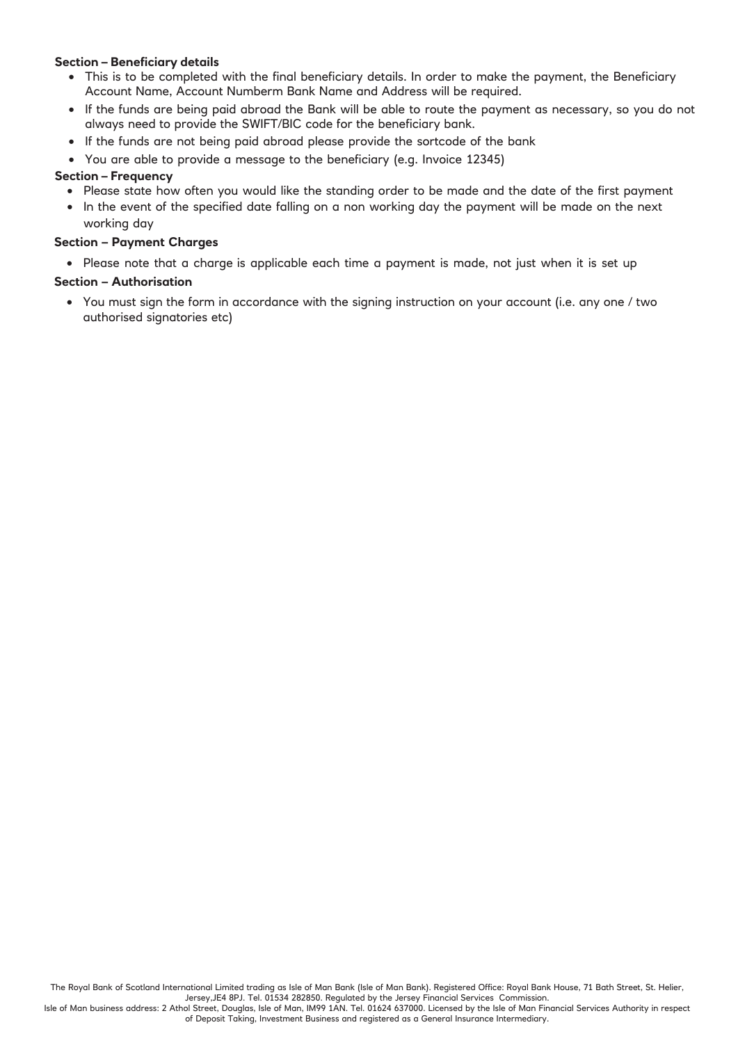**Section – Beneficiary details**

- This is to be completed with the final beneficiary details. In order to make the payment, the Beneficiary Account Name, Account Numberm Bank Name and Address will be required.
- If the funds are being paid abroad the Bank will be able to route the payment as necessary, so you do not always need to provide the SWIFT/BIC code for the beneficiary bank.
- If the funds are not being paid abroad please provide the sortcode of the bank
- You are able to provide a message to the beneficiary (e.g. Invoice 12345)

**Section – Frequency**

- Please state how often you would like the standing order to be made and the date of the first payment
- In the event of the specified date falling on a non working day the payment will be made on the next working day

**Section – Payment Charges**

- Please note that a charge is applicable each time a payment is made, not just when it is set up

**Section – Authorisation**

- You must sign the form in accordance with the signing instruction on your account (i.e. any one / two authorised signatories etc)